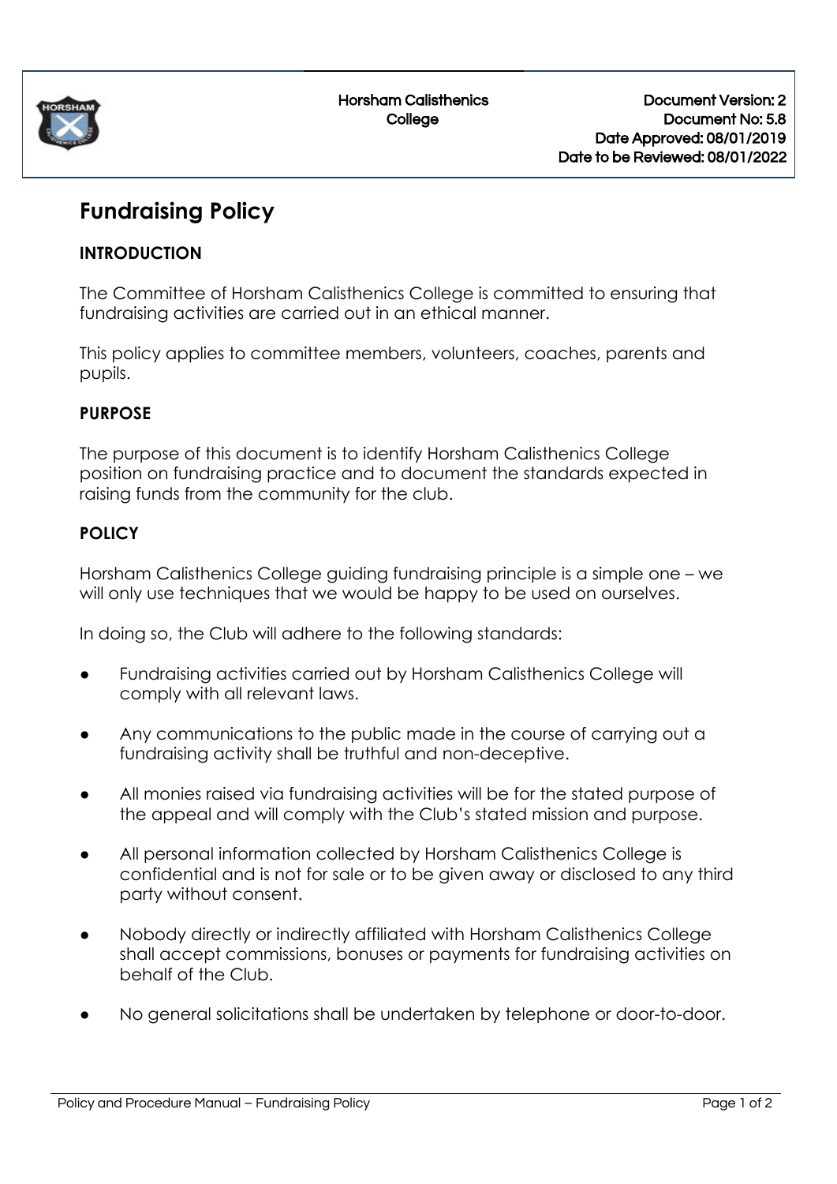Horsham Calisthenics College

Document Version: 2
Document No: 5.8
Date Approved: 08/01/2019
Date to be Reviewed: 08/01/2022

# Fundraising Policy

## INTRODUCTION

The Committee of Horsham Calisthenics College is committed to ensuring that fundraising activities are carried out in an ethical manner.

This policy applies to committee members, volunteers, coaches, parents and pupils.

## PURPOSE

The purpose of this document is to identify Horsham Calisthenics College position on fundraising practice and to document the standards expected in raising funds from the community for the club.

## POLICY

Horsham Calisthenics College guiding fundraising principle is a simple one – we will only use techniques that we would be happy to be used on ourselves.

In doing so, the Club will adhere to the following standards:

- Fundraising activities carried out by Horsham Calisthenics College will comply with all relevant laws.
- Any communications to the public made in the course of carrying out a fundraising activity shall be truthful and non-deceptive.
- All monies raised via fundraising activities will be for the stated purpose of the appeal and will comply with the Club's stated mission and purpose.
- All personal information collected by Horsham Calisthenics College is confidential and is not for sale or to be given away or disclosed to any third party without consent.
- Nobody directly or indirectly affiliated with Horsham Calisthenics College shall accept commissions, bonuses or payments for fundraising activities on behalf of the Club.
- No general solicitations shall be undertaken by telephone or door-to-door.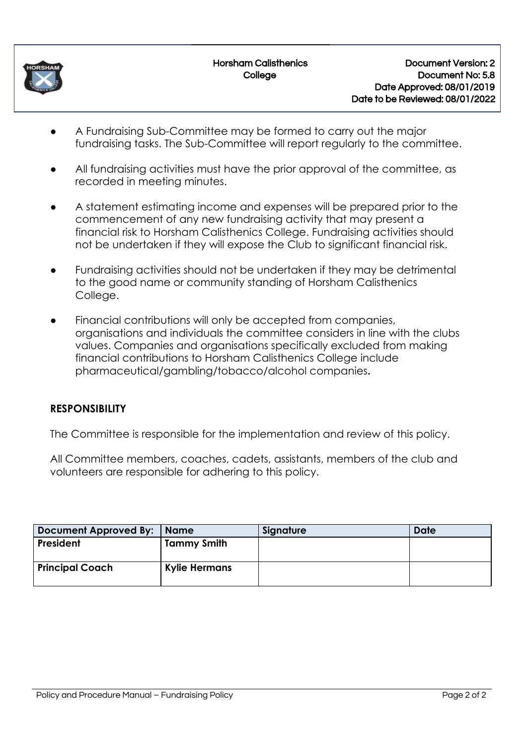- A Fundraising Sub-Committee may be formed to carry out the major fundraising tasks. The Sub-Committee will report regularly to the committee.
- All fundraising activities must have the prior approval of the committee, as recorded in meeting minutes.
- A statement estimating income and expenses will be prepared prior to the commencement of any new fundraising activity that may present a financial risk to Horsham Calisthenics College. Fundraising activities should not be undertaken if they will expose the Club to significant financial risk.
- Fundraising activities should not be undertaken if they may be detrimental to the good name or community standing of Horsham Calisthenics College.
- Financial contributions will only be accepted from companies, organisations and individuals the committee considers in line with the clubs values. Companies and organisations specifically excluded from making financial contributions to Horsham Calisthenics College include pharmaceutical/gambling/tobacco/alcohol companies**.**

## RESPONSIBILITY

The Committee is responsible for the implementation and review of this policy.

All Committee members, coaches, cadets, assistants, members of the club and volunteers are responsible for adhering to this policy.

| Document Approved By: | Name | Signature | Date |
|---|---|---|---|
| **President** | **Tammy Smith** | | |
| **Principal Coach** | **Kylie Hermans** | | |